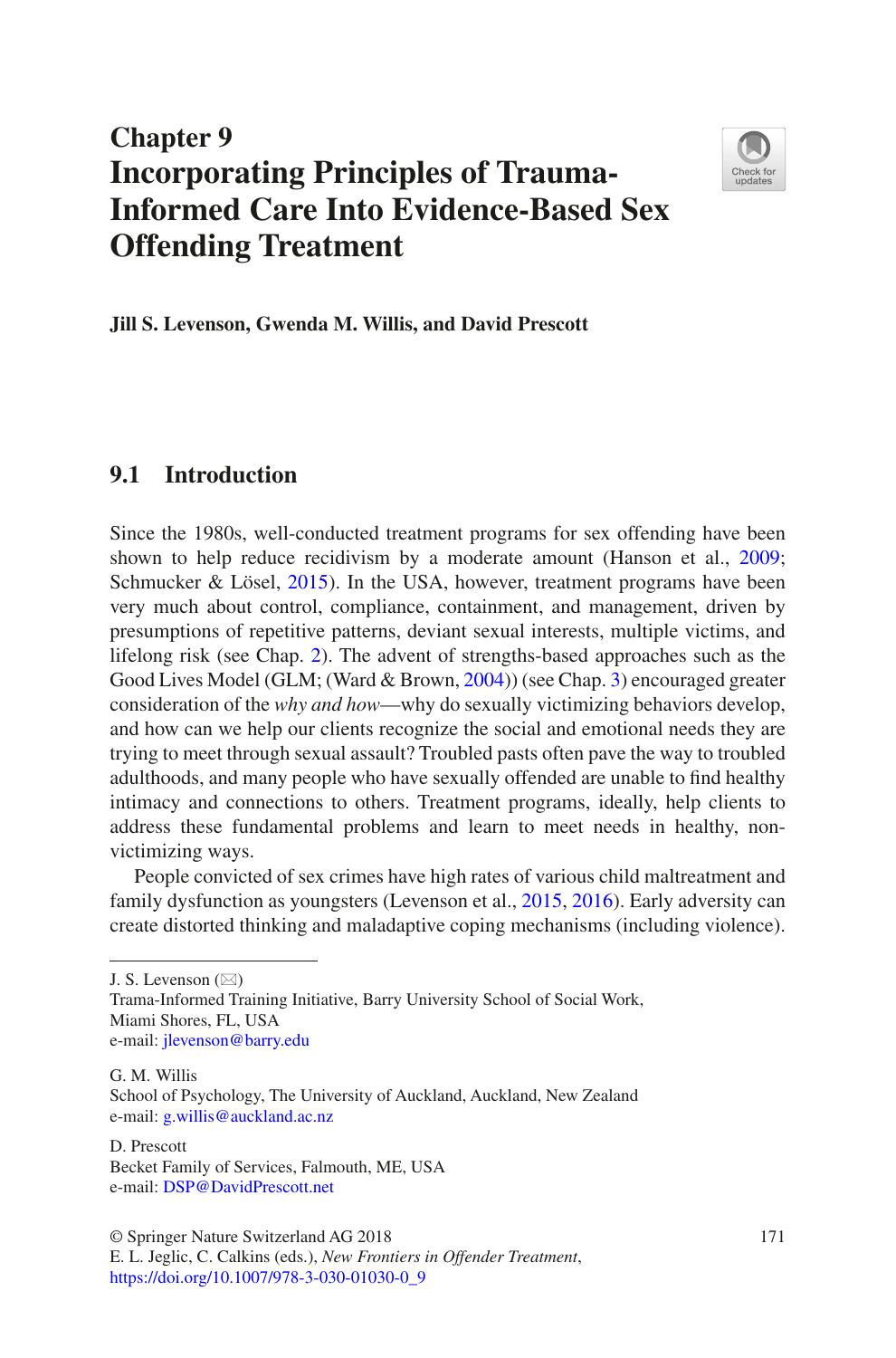# Chapter 9
# Incorporating Principles of Trauma-Informed Care Into Evidence-Based Sex Offending Treatment

**Jill S. Levenson, Gwenda M. Willis, and David Prescott**

## 9.1 Introduction

Since the 1980s, well-conducted treatment programs for sex offending have been shown to help reduce recidivism by a moderate amount (Hanson et al., 2009; Schmucker & Lösel, 2015). In the USA, however, treatment programs have been very much about control, compliance, containment, and management, driven by presumptions of repetitive patterns, deviant sexual interests, multiple victims, and lifelong risk (see Chap. 2). The advent of strengths-based approaches such as the Good Lives Model (GLM; (Ward & Brown, 2004)) (see Chap. 3) encouraged greater consideration of the *why and how*—why do sexually victimizing behaviors develop, and how can we help our clients recognize the social and emotional needs they are trying to meet through sexual assault? Troubled pasts often pave the way to troubled adulthoods, and many people who have sexually offended are unable to find healthy intimacy and connections to others. Treatment programs, ideally, help clients to address these fundamental problems and learn to meet needs in healthy, non-victimizing ways.

People convicted of sex crimes have high rates of various child maltreatment and family dysfunction as youngsters (Levenson et al., 2015, 2016). Early adversity can create distorted thinking and maladaptive coping mechanisms (including violence).

---

J. S. Levenson (✉)
Trama-Informed Training Initiative, Barry University School of Social Work,
Miami Shores, FL, USA
e-mail: jlevenson@barry.edu

G. M. Willis
School of Psychology, The University of Auckland, Auckland, New Zealand
e-mail: g.willis@auckland.ac.nz

D. Prescott
Becket Family of Services, Falmouth, ME, USA
e-mail: DSP@DavidPrescott.net

© Springer Nature Switzerland AG 2018
E. L. Jeglic, C. Calkins (eds.), *New Frontiers in Offender Treatment*,
https://doi.org/10.1007/978-3-030-01030-0_9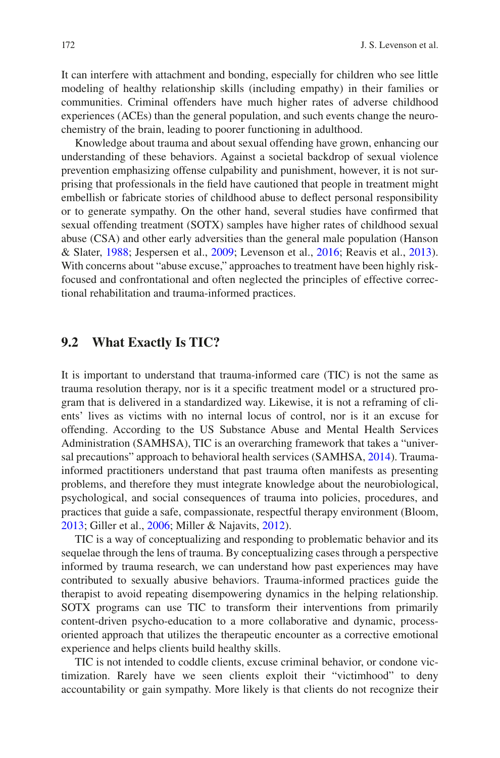It can interfere with attachment and bonding, especially for children who see little modeling of healthy relationship skills (including empathy) in their families or communities. Criminal offenders have much higher rates of adverse childhood experiences (ACEs) than the general population, and such events change the neurochemistry of the brain, leading to poorer functioning in adulthood.

Knowledge about trauma and about sexual offending have grown, enhancing our understanding of these behaviors. Against a societal backdrop of sexual violence prevention emphasizing offense culpability and punishment, however, it is not surprising that professionals in the field have cautioned that people in treatment might embellish or fabricate stories of childhood abuse to deflect personal responsibility or to generate sympathy. On the other hand, several studies have confirmed that sexual offending treatment (SOTX) samples have higher rates of childhood sexual abuse (CSA) and other early adversities than the general male population (Hanson & Slater, 1988; Jespersen et al., 2009; Levenson et al., 2016; Reavis et al., 2013). With concerns about "abuse excuse," approaches to treatment have been highly risk-focused and confrontational and often neglected the principles of effective correctional rehabilitation and trauma-informed practices.

## 9.2 What Exactly Is TIC?

It is important to understand that trauma-informed care (TIC) is not the same as trauma resolution therapy, nor is it a specific treatment model or a structured program that is delivered in a standardized way. Likewise, it is not a reframing of clients' lives as victims with no internal locus of control, nor is it an excuse for offending. According to the US Substance Abuse and Mental Health Services Administration (SAMHSA), TIC is an overarching framework that takes a "universal precautions" approach to behavioral health services (SAMHSA, 2014). Trauma-informed practitioners understand that past trauma often manifests as presenting problems, and therefore they must integrate knowledge about the neurobiological, psychological, and social consequences of trauma into policies, procedures, and practices that guide a safe, compassionate, respectful therapy environment (Bloom, 2013; Giller et al., 2006; Miller & Najavits, 2012).

TIC is a way of conceptualizing and responding to problematic behavior and its sequelae through the lens of trauma. By conceptualizing cases through a perspective informed by trauma research, we can understand how past experiences may have contributed to sexually abusive behaviors. Trauma-informed practices guide the therapist to avoid repeating disempowering dynamics in the helping relationship. SOTX programs can use TIC to transform their interventions from primarily content-driven psycho-education to a more collaborative and dynamic, process-oriented approach that utilizes the therapeutic encounter as a corrective emotional experience and helps clients build healthy skills.

TIC is not intended to coddle clients, excuse criminal behavior, or condone victimization. Rarely have we seen clients exploit their "victimhood" to deny accountability or gain sympathy. More likely is that clients do not recognize their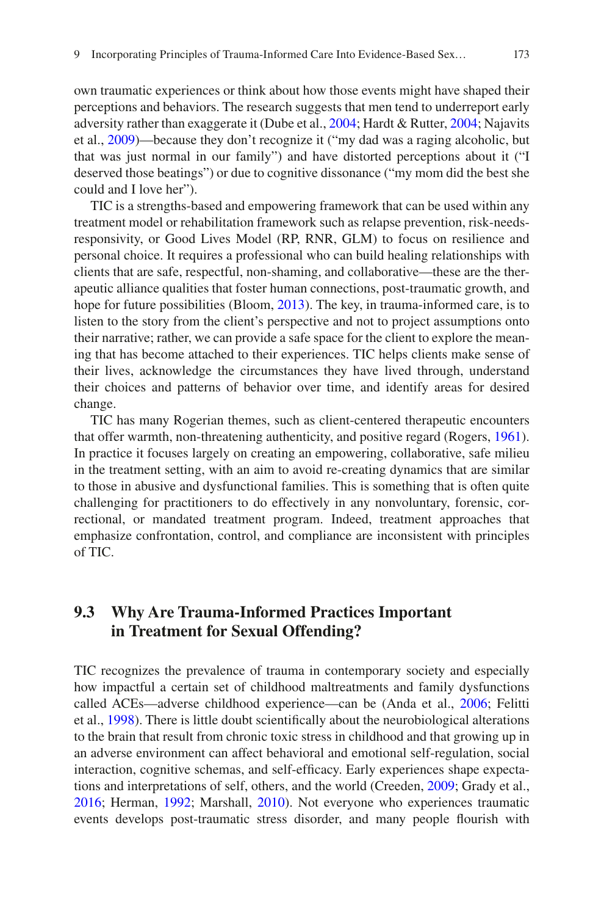own traumatic experiences or think about how those events might have shaped their perceptions and behaviors. The research suggests that men tend to underreport early adversity rather than exaggerate it (Dube et al., 2004; Hardt & Rutter, 2004; Najavits et al., 2009)—because they don't recognize it ("my dad was a raging alcoholic, but that was just normal in our family") and have distorted perceptions about it ("I deserved those beatings") or due to cognitive dissonance ("my mom did the best she could and I love her").

TIC is a strengths-based and empowering framework that can be used within any treatment model or rehabilitation framework such as relapse prevention, risk-needs-responsivity, or Good Lives Model (RP, RNR, GLM) to focus on resilience and personal choice. It requires a professional who can build healing relationships with clients that are safe, respectful, non-shaming, and collaborative—these are the therapeutic alliance qualities that foster human connections, post-traumatic growth, and hope for future possibilities (Bloom, 2013). The key, in trauma-informed care, is to listen to the story from the client's perspective and not to project assumptions onto their narrative; rather, we can provide a safe space for the client to explore the meaning that has become attached to their experiences. TIC helps clients make sense of their lives, acknowledge the circumstances they have lived through, understand their choices and patterns of behavior over time, and identify areas for desired change.

TIC has many Rogerian themes, such as client-centered therapeutic encounters that offer warmth, non-threatening authenticity, and positive regard (Rogers, 1961). In practice it focuses largely on creating an empowering, collaborative, safe milieu in the treatment setting, with an aim to avoid re-creating dynamics that are similar to those in abusive and dysfunctional families. This is something that is often quite challenging for practitioners to do effectively in any nonvoluntary, forensic, correctional, or mandated treatment program. Indeed, treatment approaches that emphasize confrontation, control, and compliance are inconsistent with principles of TIC.

## 9.3 Why Are Trauma-Informed Practices Important in Treatment for Sexual Offending?

TIC recognizes the prevalence of trauma in contemporary society and especially how impactful a certain set of childhood maltreatments and family dysfunctions called ACEs—adverse childhood experience—can be (Anda et al., 2006; Felitti et al., 1998). There is little doubt scientifically about the neurobiological alterations to the brain that result from chronic toxic stress in childhood and that growing up in an adverse environment can affect behavioral and emotional self-regulation, social interaction, cognitive schemas, and self-efficacy. Early experiences shape expectations and interpretations of self, others, and the world (Creeden, 2009; Grady et al., 2016; Herman, 1992; Marshall, 2010). Not everyone who experiences traumatic events develops post-traumatic stress disorder, and many people flourish with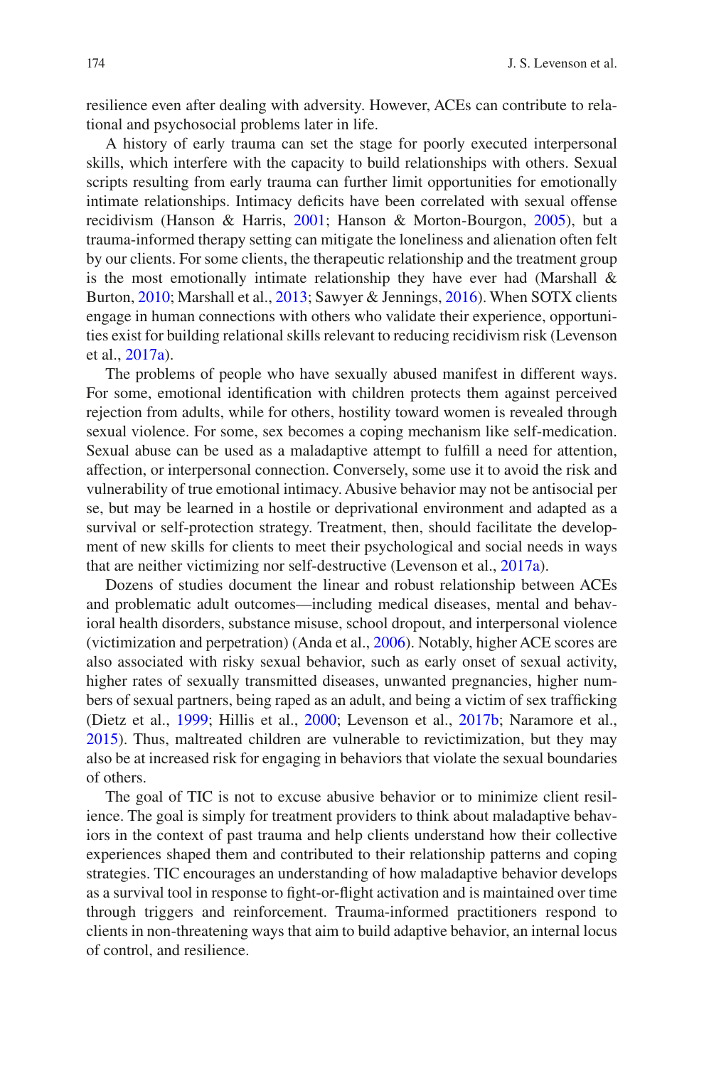resilience even after dealing with adversity. However, ACEs can contribute to relational and psychosocial problems later in life.

A history of early trauma can set the stage for poorly executed interpersonal skills, which interfere with the capacity to build relationships with others. Sexual scripts resulting from early trauma can further limit opportunities for emotionally intimate relationships. Intimacy deficits have been correlated with sexual offense recidivism (Hanson & Harris, 2001; Hanson & Morton-Bourgon, 2005), but a trauma-informed therapy setting can mitigate the loneliness and alienation often felt by our clients. For some clients, the therapeutic relationship and the treatment group is the most emotionally intimate relationship they have ever had (Marshall & Burton, 2010; Marshall et al., 2013; Sawyer & Jennings, 2016). When SOTX clients engage in human connections with others who validate their experience, opportunities exist for building relational skills relevant to reducing recidivism risk (Levenson et al., 2017a).

The problems of people who have sexually abused manifest in different ways. For some, emotional identification with children protects them against perceived rejection from adults, while for others, hostility toward women is revealed through sexual violence. For some, sex becomes a coping mechanism like self-medication. Sexual abuse can be used as a maladaptive attempt to fulfill a need for attention, affection, or interpersonal connection. Conversely, some use it to avoid the risk and vulnerability of true emotional intimacy. Abusive behavior may not be antisocial per se, but may be learned in a hostile or deprivational environment and adapted as a survival or self-protection strategy. Treatment, then, should facilitate the development of new skills for clients to meet their psychological and social needs in ways that are neither victimizing nor self-destructive (Levenson et al., 2017a).

Dozens of studies document the linear and robust relationship between ACEs and problematic adult outcomes—including medical diseases, mental and behavioral health disorders, substance misuse, school dropout, and interpersonal violence (victimization and perpetration) (Anda et al., 2006). Notably, higher ACE scores are also associated with risky sexual behavior, such as early onset of sexual activity, higher rates of sexually transmitted diseases, unwanted pregnancies, higher numbers of sexual partners, being raped as an adult, and being a victim of sex trafficking (Dietz et al., 1999; Hillis et al., 2000; Levenson et al., 2017b; Naramore et al., 2015). Thus, maltreated children are vulnerable to revictimization, but they may also be at increased risk for engaging in behaviors that violate the sexual boundaries of others.

The goal of TIC is not to excuse abusive behavior or to minimize client resilience. The goal is simply for treatment providers to think about maladaptive behaviors in the context of past trauma and help clients understand how their collective experiences shaped them and contributed to their relationship patterns and coping strategies. TIC encourages an understanding of how maladaptive behavior develops as a survival tool in response to fight-or-flight activation and is maintained over time through triggers and reinforcement. Trauma-informed practitioners respond to clients in non-threatening ways that aim to build adaptive behavior, an internal locus of control, and resilience.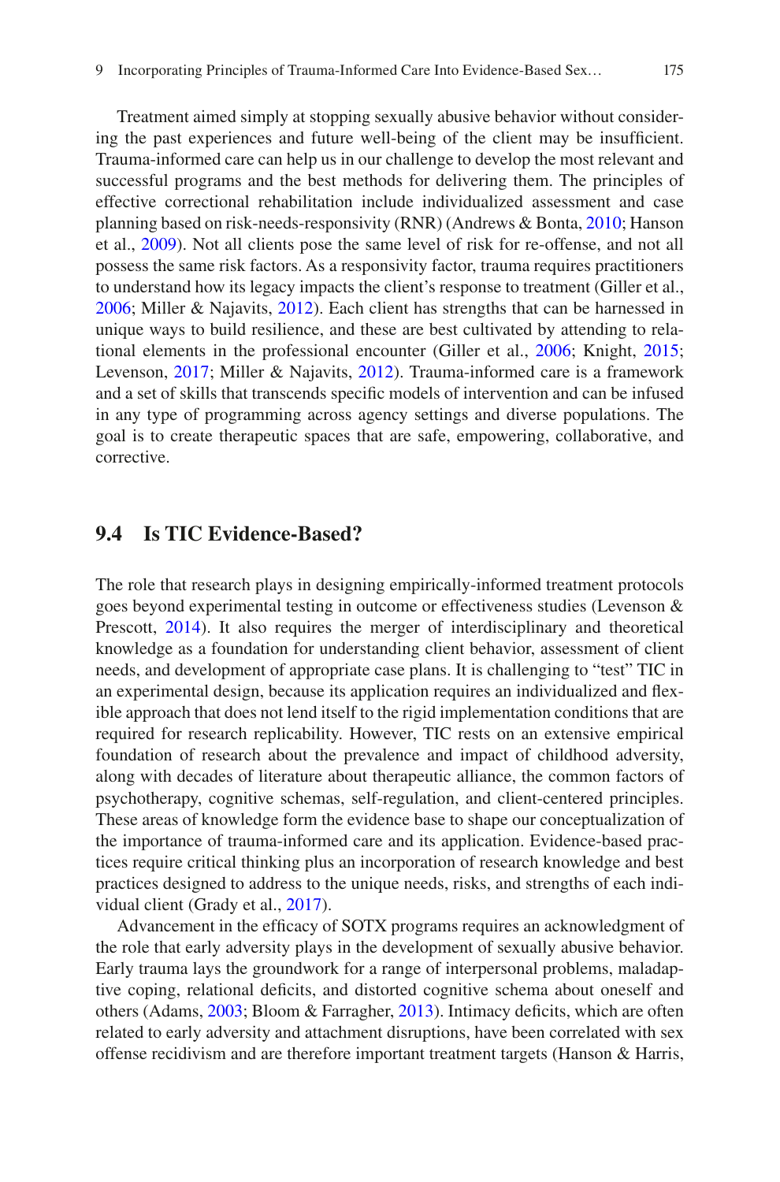Treatment aimed simply at stopping sexually abusive behavior without considering the past experiences and future well-being of the client may be insufficient. Trauma-informed care can help us in our challenge to develop the most relevant and successful programs and the best methods for delivering them. The principles of effective correctional rehabilitation include individualized assessment and case planning based on risk-needs-responsivity (RNR) (Andrews & Bonta, 2010; Hanson et al., 2009). Not all clients pose the same level of risk for re-offense, and not all possess the same risk factors. As a responsivity factor, trauma requires practitioners to understand how its legacy impacts the client's response to treatment (Giller et al., 2006; Miller & Najavits, 2012). Each client has strengths that can be harnessed in unique ways to build resilience, and these are best cultivated by attending to relational elements in the professional encounter (Giller et al., 2006; Knight, 2015; Levenson, 2017; Miller & Najavits, 2012). Trauma-informed care is a framework and a set of skills that transcends specific models of intervention and can be infused in any type of programming across agency settings and diverse populations. The goal is to create therapeutic spaces that are safe, empowering, collaborative, and corrective.

## 9.4 Is TIC Evidence-Based?

The role that research plays in designing empirically-informed treatment protocols goes beyond experimental testing in outcome or effectiveness studies (Levenson & Prescott, 2014). It also requires the merger of interdisciplinary and theoretical knowledge as a foundation for understanding client behavior, assessment of client needs, and development of appropriate case plans. It is challenging to "test" TIC in an experimental design, because its application requires an individualized and flexible approach that does not lend itself to the rigid implementation conditions that are required for research replicability. However, TIC rests on an extensive empirical foundation of research about the prevalence and impact of childhood adversity, along with decades of literature about therapeutic alliance, the common factors of psychotherapy, cognitive schemas, self-regulation, and client-centered principles. These areas of knowledge form the evidence base to shape our conceptualization of the importance of trauma-informed care and its application. Evidence-based practices require critical thinking plus an incorporation of research knowledge and best practices designed to address to the unique needs, risks, and strengths of each individual client (Grady et al., 2017).

Advancement in the efficacy of SOTX programs requires an acknowledgment of the role that early adversity plays in the development of sexually abusive behavior. Early trauma lays the groundwork for a range of interpersonal problems, maladaptive coping, relational deficits, and distorted cognitive schema about oneself and others (Adams, 2003; Bloom & Farragher, 2013). Intimacy deficits, which are often related to early adversity and attachment disruptions, have been correlated with sex offense recidivism and are therefore important treatment targets (Hanson & Harris,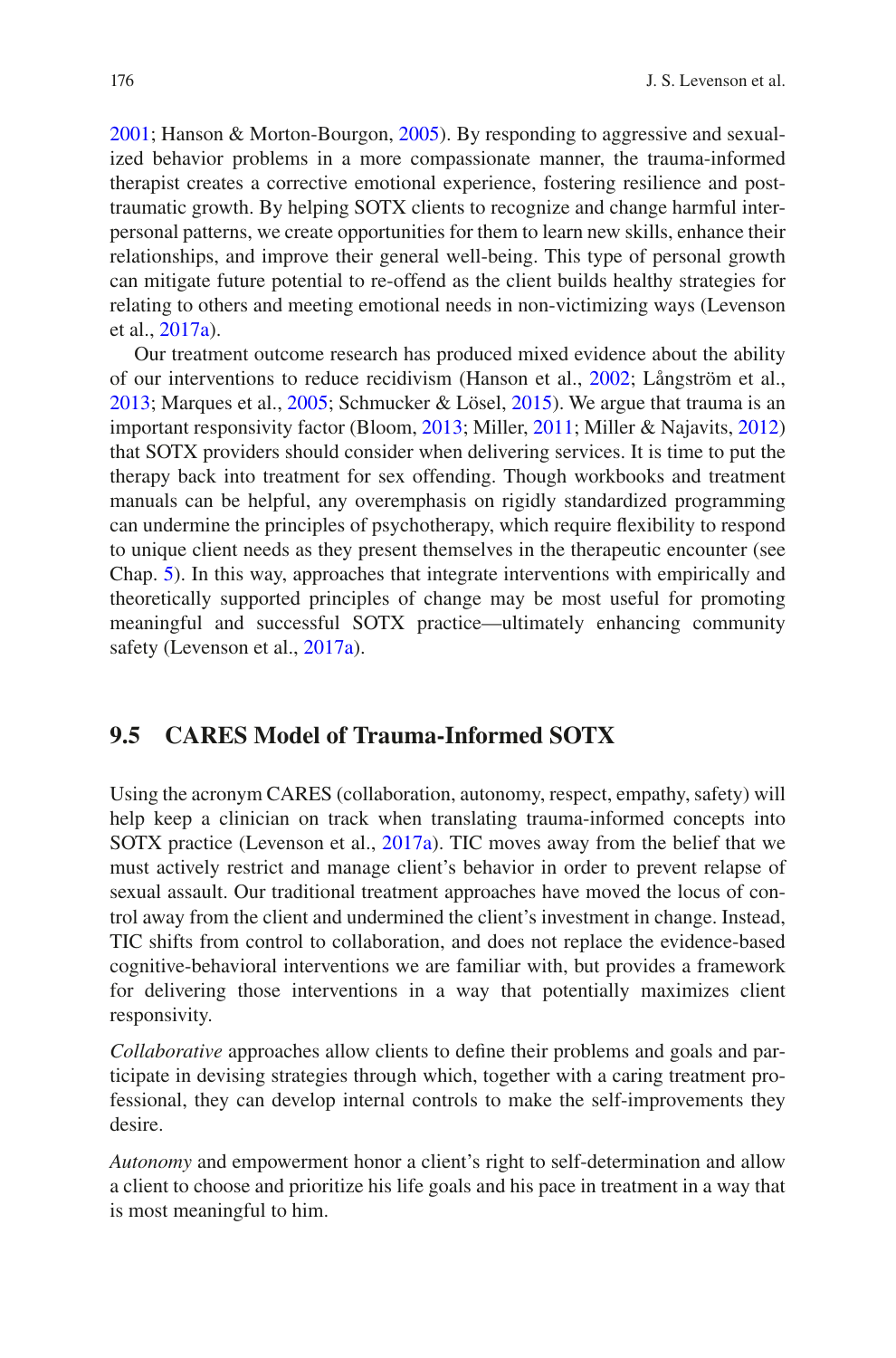2001; Hanson & Morton-Bourgon, 2005). By responding to aggressive and sexualized behavior problems in a more compassionate manner, the trauma-informed therapist creates a corrective emotional experience, fostering resilience and post-traumatic growth. By helping SOTX clients to recognize and change harmful interpersonal patterns, we create opportunities for them to learn new skills, enhance their relationships, and improve their general well-being. This type of personal growth can mitigate future potential to re-offend as the client builds healthy strategies for relating to others and meeting emotional needs in non-victimizing ways (Levenson et al., 2017a).

Our treatment outcome research has produced mixed evidence about the ability of our interventions to reduce recidivism (Hanson et al., 2002; Långström et al., 2013; Marques et al., 2005; Schmucker & Lösel, 2015). We argue that trauma is an important responsivity factor (Bloom, 2013; Miller, 2011; Miller & Najavits, 2012) that SOTX providers should consider when delivering services. It is time to put the therapy back into treatment for sex offending. Though workbooks and treatment manuals can be helpful, any overemphasis on rigidly standardized programming can undermine the principles of psychotherapy, which require flexibility to respond to unique client needs as they present themselves in the therapeutic encounter (see Chap. 5). In this way, approaches that integrate interventions with empirically and theoretically supported principles of change may be most useful for promoting meaningful and successful SOTX practice—ultimately enhancing community safety (Levenson et al., 2017a).

## 9.5 CARES Model of Trauma-Informed SOTX

Using the acronym CARES (collaboration, autonomy, respect, empathy, safety) will help keep a clinician on track when translating trauma-informed concepts into SOTX practice (Levenson et al., 2017a). TIC moves away from the belief that we must actively restrict and manage client's behavior in order to prevent relapse of sexual assault. Our traditional treatment approaches have moved the locus of control away from the client and undermined the client's investment in change. Instead, TIC shifts from control to collaboration, and does not replace the evidence-based cognitive-behavioral interventions we are familiar with, but provides a framework for delivering those interventions in a way that potentially maximizes client responsivity.

*Collaborative* approaches allow clients to define their problems and goals and participate in devising strategies through which, together with a caring treatment professional, they can develop internal controls to make the self-improvements they desire.

*Autonomy* and empowerment honor a client's right to self-determination and allow a client to choose and prioritize his life goals and his pace in treatment in a way that is most meaningful to him.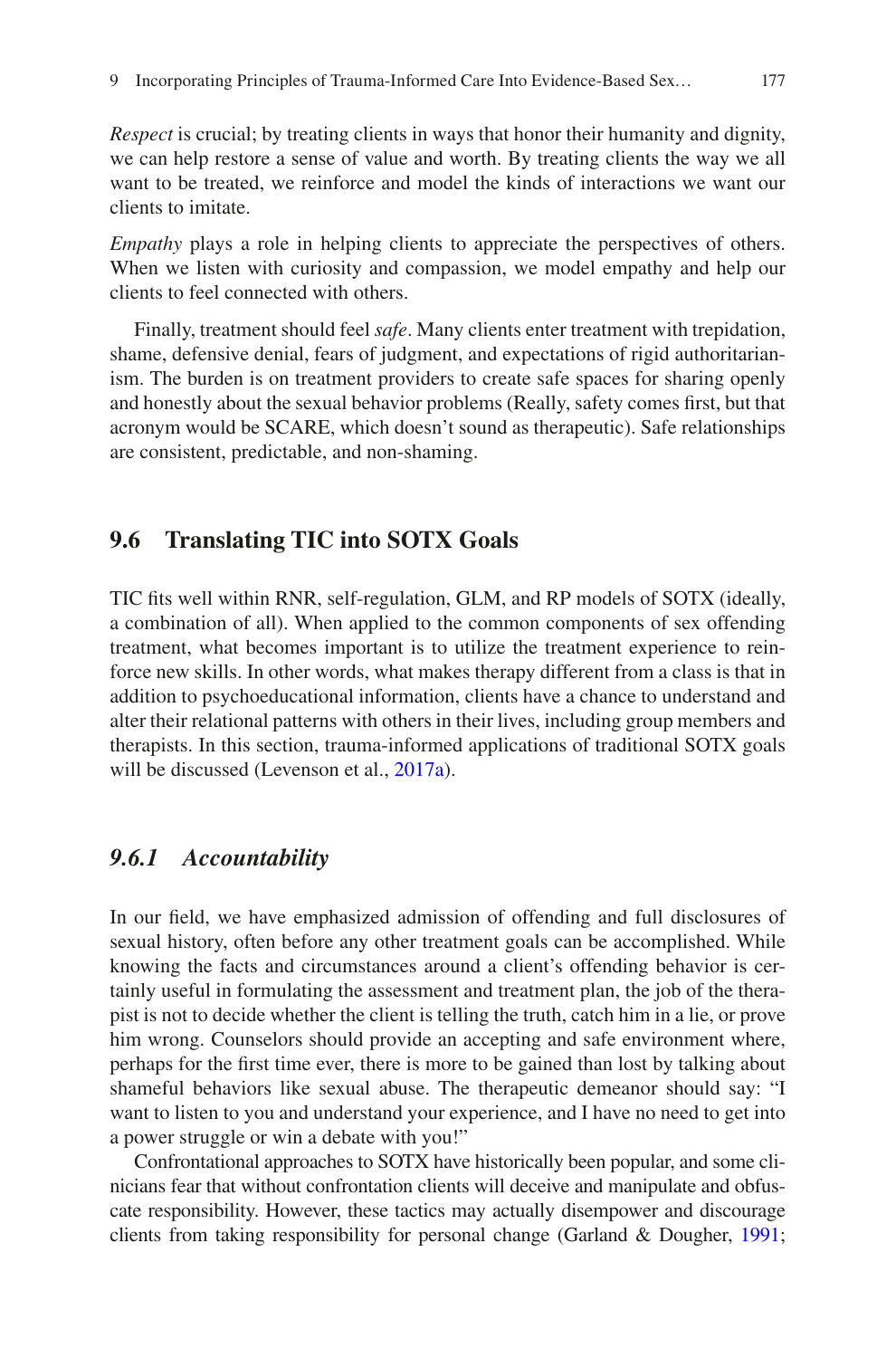*Respect* is crucial; by treating clients in ways that honor their humanity and dignity, we can help restore a sense of value and worth. By treating clients the way we all want to be treated, we reinforce and model the kinds of interactions we want our clients to imitate.

*Empathy* plays a role in helping clients to appreciate the perspectives of others. When we listen with curiosity and compassion, we model empathy and help our clients to feel connected with others.

Finally, treatment should feel *safe*. Many clients enter treatment with trepidation, shame, defensive denial, fears of judgment, and expectations of rigid authoritarianism. The burden is on treatment providers to create safe spaces for sharing openly and honestly about the sexual behavior problems (Really, safety comes first, but that acronym would be SCARE, which doesn't sound as therapeutic). Safe relationships are consistent, predictable, and non-shaming.

## 9.6 Translating TIC into SOTX Goals

TIC fits well within RNR, self-regulation, GLM, and RP models of SOTX (ideally, a combination of all). When applied to the common components of sex offending treatment, what becomes important is to utilize the treatment experience to reinforce new skills. In other words, what makes therapy different from a class is that in addition to psychoeducational information, clients have a chance to understand and alter their relational patterns with others in their lives, including group members and therapists. In this section, trauma-informed applications of traditional SOTX goals will be discussed (Levenson et al., 2017a).

### *9.6.1 Accountability*

In our field, we have emphasized admission of offending and full disclosures of sexual history, often before any other treatment goals can be accomplished. While knowing the facts and circumstances around a client's offending behavior is certainly useful in formulating the assessment and treatment plan, the job of the therapist is not to decide whether the client is telling the truth, catch him in a lie, or prove him wrong. Counselors should provide an accepting and safe environment where, perhaps for the first time ever, there is more to be gained than lost by talking about shameful behaviors like sexual abuse. The therapeutic demeanor should say: "I want to listen to you and understand your experience, and I have no need to get into a power struggle or win a debate with you!"

Confrontational approaches to SOTX have historically been popular, and some clinicians fear that without confrontation clients will deceive and manipulate and obfuscate responsibility. However, these tactics may actually disempower and discourage clients from taking responsibility for personal change (Garland & Dougher, 1991;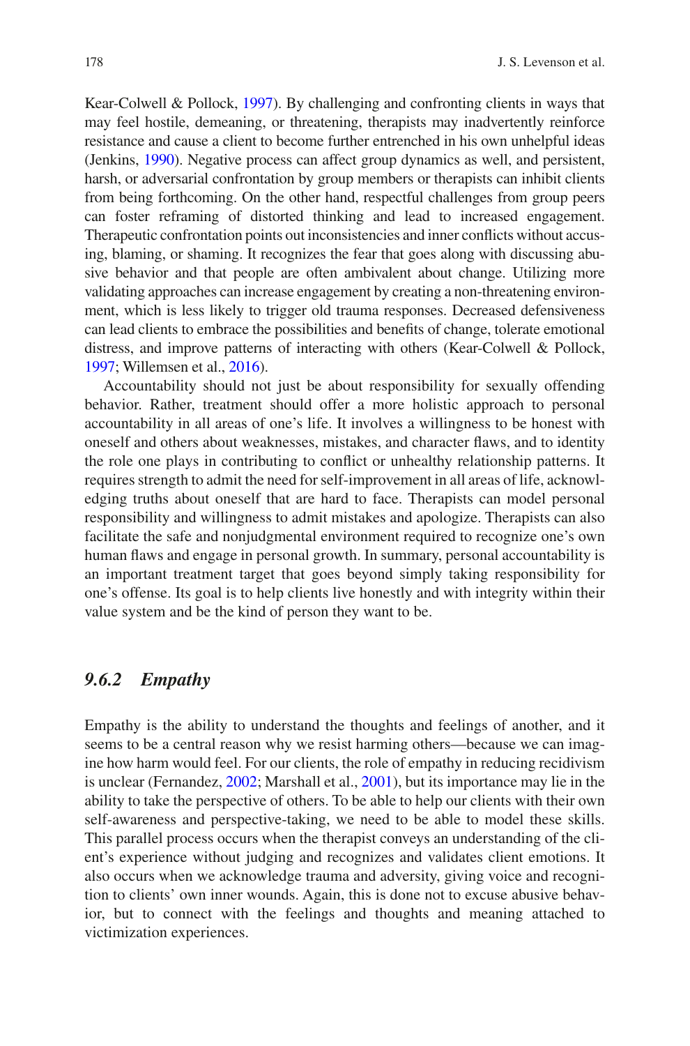Kear-Colwell & Pollock, 1997). By challenging and confronting clients in ways that may feel hostile, demeaning, or threatening, therapists may inadvertently reinforce resistance and cause a client to become further entrenched in his own unhelpful ideas (Jenkins, 1990). Negative process can affect group dynamics as well, and persistent, harsh, or adversarial confrontation by group members or therapists can inhibit clients from being forthcoming. On the other hand, respectful challenges from group peers can foster reframing of distorted thinking and lead to increased engagement. Therapeutic confrontation points out inconsistencies and inner conflicts without accusing, blaming, or shaming. It recognizes the fear that goes along with discussing abusive behavior and that people are often ambivalent about change. Utilizing more validating approaches can increase engagement by creating a non-threatening environment, which is less likely to trigger old trauma responses. Decreased defensiveness can lead clients to embrace the possibilities and benefits of change, tolerate emotional distress, and improve patterns of interacting with others (Kear-Colwell & Pollock, 1997; Willemsen et al., 2016).

Accountability should not just be about responsibility for sexually offending behavior. Rather, treatment should offer a more holistic approach to personal accountability in all areas of one's life. It involves a willingness to be honest with oneself and others about weaknesses, mistakes, and character flaws, and to identity the role one plays in contributing to conflict or unhealthy relationship patterns. It requires strength to admit the need for self-improvement in all areas of life, acknowledging truths about oneself that are hard to face. Therapists can model personal responsibility and willingness to admit mistakes and apologize. Therapists can also facilitate the safe and nonjudgmental environment required to recognize one's own human flaws and engage in personal growth. In summary, personal accountability is an important treatment target that goes beyond simply taking responsibility for one's offense. Its goal is to help clients live honestly and with integrity within their value system and be the kind of person they want to be.

### *9.6.2 Empathy*

Empathy is the ability to understand the thoughts and feelings of another, and it seems to be a central reason why we resist harming others—because we can imagine how harm would feel. For our clients, the role of empathy in reducing recidivism is unclear (Fernandez, 2002; Marshall et al., 2001), but its importance may lie in the ability to take the perspective of others. To be able to help our clients with their own self-awareness and perspective-taking, we need to be able to model these skills. This parallel process occurs when the therapist conveys an understanding of the client's experience without judging and recognizes and validates client emotions. It also occurs when we acknowledge trauma and adversity, giving voice and recognition to clients' own inner wounds. Again, this is done not to excuse abusive behavior, but to connect with the feelings and thoughts and meaning attached to victimization experiences.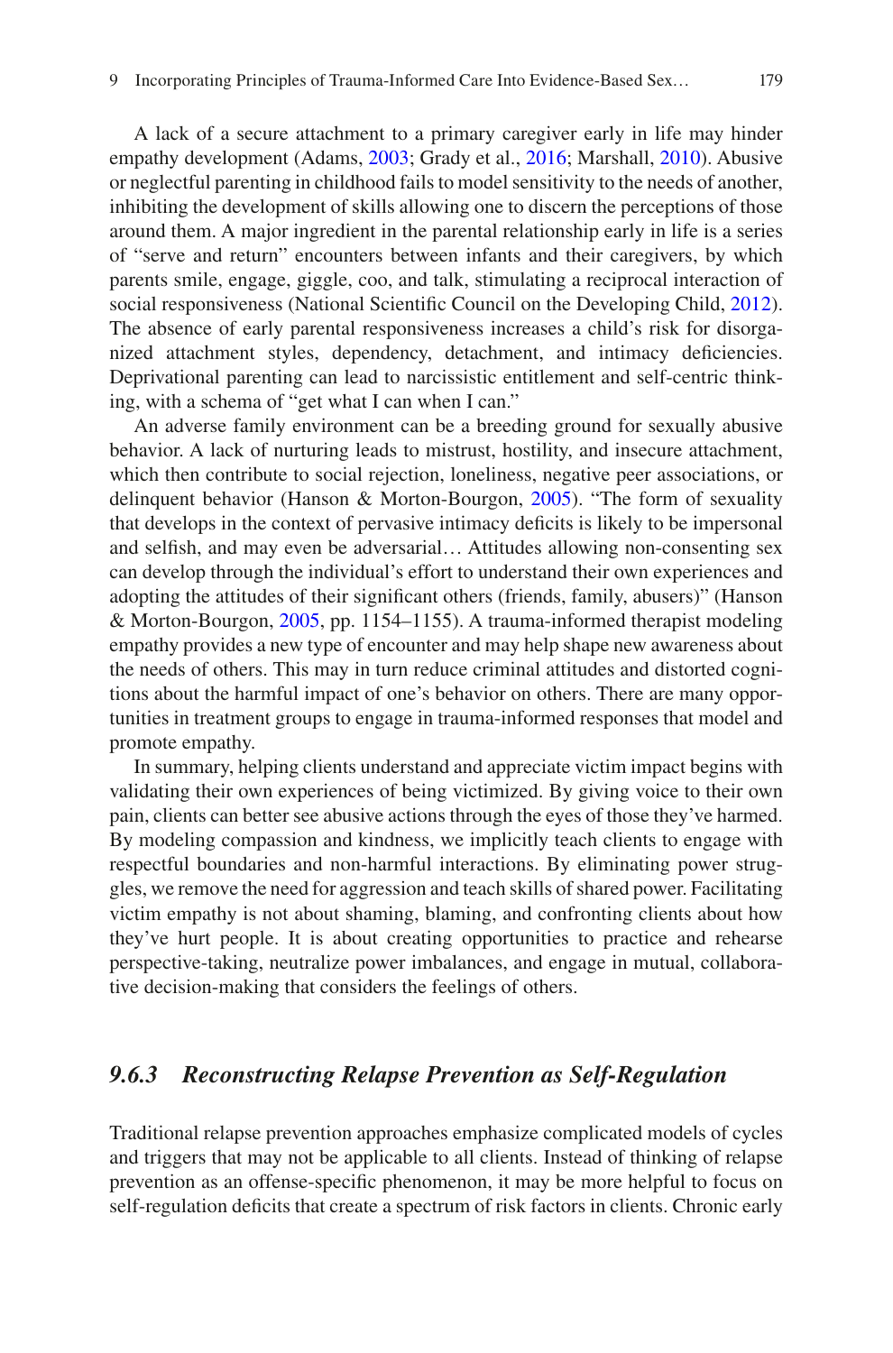A lack of a secure attachment to a primary caregiver early in life may hinder empathy development (Adams, 2003; Grady et al., 2016; Marshall, 2010). Abusive or neglectful parenting in childhood fails to model sensitivity to the needs of another, inhibiting the development of skills allowing one to discern the perceptions of those around them. A major ingredient in the parental relationship early in life is a series of "serve and return" encounters between infants and their caregivers, by which parents smile, engage, giggle, coo, and talk, stimulating a reciprocal interaction of social responsiveness (National Scientific Council on the Developing Child, 2012). The absence of early parental responsiveness increases a child's risk for disorganized attachment styles, dependency, detachment, and intimacy deficiencies. Deprivational parenting can lead to narcissistic entitlement and self-centric thinking, with a schema of "get what I can when I can."

An adverse family environment can be a breeding ground for sexually abusive behavior. A lack of nurturing leads to mistrust, hostility, and insecure attachment, which then contribute to social rejection, loneliness, negative peer associations, or delinquent behavior (Hanson & Morton-Bourgon, 2005). "The form of sexuality that develops in the context of pervasive intimacy deficits is likely to be impersonal and selfish, and may even be adversarial… Attitudes allowing non-consenting sex can develop through the individual's effort to understand their own experiences and adopting the attitudes of their significant others (friends, family, abusers)" (Hanson & Morton-Bourgon, 2005, pp. 1154–1155). A trauma-informed therapist modeling empathy provides a new type of encounter and may help shape new awareness about the needs of others. This may in turn reduce criminal attitudes and distorted cognitions about the harmful impact of one's behavior on others. There are many opportunities in treatment groups to engage in trauma-informed responses that model and promote empathy.

In summary, helping clients understand and appreciate victim impact begins with validating their own experiences of being victimized. By giving voice to their own pain, clients can better see abusive actions through the eyes of those they've harmed. By modeling compassion and kindness, we implicitly teach clients to engage with respectful boundaries and non-harmful interactions. By eliminating power struggles, we remove the need for aggression and teach skills of shared power. Facilitating victim empathy is not about shaming, blaming, and confronting clients about how they've hurt people. It is about creating opportunities to practice and rehearse perspective-taking, neutralize power imbalances, and engage in mutual, collaborative decision-making that considers the feelings of others.

### *9.6.3 Reconstructing Relapse Prevention as Self-Regulation*

Traditional relapse prevention approaches emphasize complicated models of cycles and triggers that may not be applicable to all clients. Instead of thinking of relapse prevention as an offense-specific phenomenon, it may be more helpful to focus on self-regulation deficits that create a spectrum of risk factors in clients. Chronic early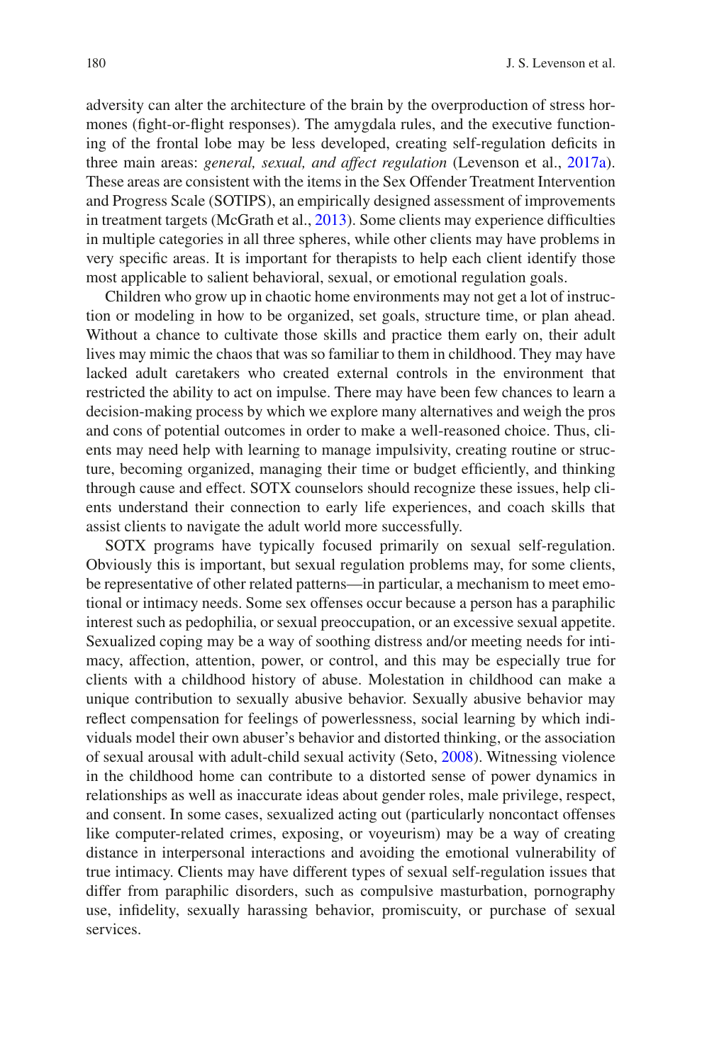adversity can alter the architecture of the brain by the overproduction of stress hormones (fight-or-flight responses). The amygdala rules, and the executive functioning of the frontal lobe may be less developed, creating self-regulation deficits in three main areas: *general, sexual, and affect regulation* (Levenson et al., 2017a). These areas are consistent with the items in the Sex Offender Treatment Intervention and Progress Scale (SOTIPS), an empirically designed assessment of improvements in treatment targets (McGrath et al., 2013). Some clients may experience difficulties in multiple categories in all three spheres, while other clients may have problems in very specific areas. It is important for therapists to help each client identify those most applicable to salient behavioral, sexual, or emotional regulation goals.

Children who grow up in chaotic home environments may not get a lot of instruction or modeling in how to be organized, set goals, structure time, or plan ahead. Without a chance to cultivate those skills and practice them early on, their adult lives may mimic the chaos that was so familiar to them in childhood. They may have lacked adult caretakers who created external controls in the environment that restricted the ability to act on impulse. There may have been few chances to learn a decision-making process by which we explore many alternatives and weigh the pros and cons of potential outcomes in order to make a well-reasoned choice. Thus, clients may need help with learning to manage impulsivity, creating routine or structure, becoming organized, managing their time or budget efficiently, and thinking through cause and effect. SOTX counselors should recognize these issues, help clients understand their connection to early life experiences, and coach skills that assist clients to navigate the adult world more successfully.

SOTX programs have typically focused primarily on sexual self-regulation. Obviously this is important, but sexual regulation problems may, for some clients, be representative of other related patterns—in particular, a mechanism to meet emotional or intimacy needs. Some sex offenses occur because a person has a paraphilic interest such as pedophilia, or sexual preoccupation, or an excessive sexual appetite. Sexualized coping may be a way of soothing distress and/or meeting needs for intimacy, affection, attention, power, or control, and this may be especially true for clients with a childhood history of abuse. Molestation in childhood can make a unique contribution to sexually abusive behavior. Sexually abusive behavior may reflect compensation for feelings of powerlessness, social learning by which individuals model their own abuser's behavior and distorted thinking, or the association of sexual arousal with adult-child sexual activity (Seto, 2008). Witnessing violence in the childhood home can contribute to a distorted sense of power dynamics in relationships as well as inaccurate ideas about gender roles, male privilege, respect, and consent. In some cases, sexualized acting out (particularly noncontact offenses like computer-related crimes, exposing, or voyeurism) may be a way of creating distance in interpersonal interactions and avoiding the emotional vulnerability of true intimacy. Clients may have different types of sexual self-regulation issues that differ from paraphilic disorders, such as compulsive masturbation, pornography use, infidelity, sexually harassing behavior, promiscuity, or purchase of sexual services.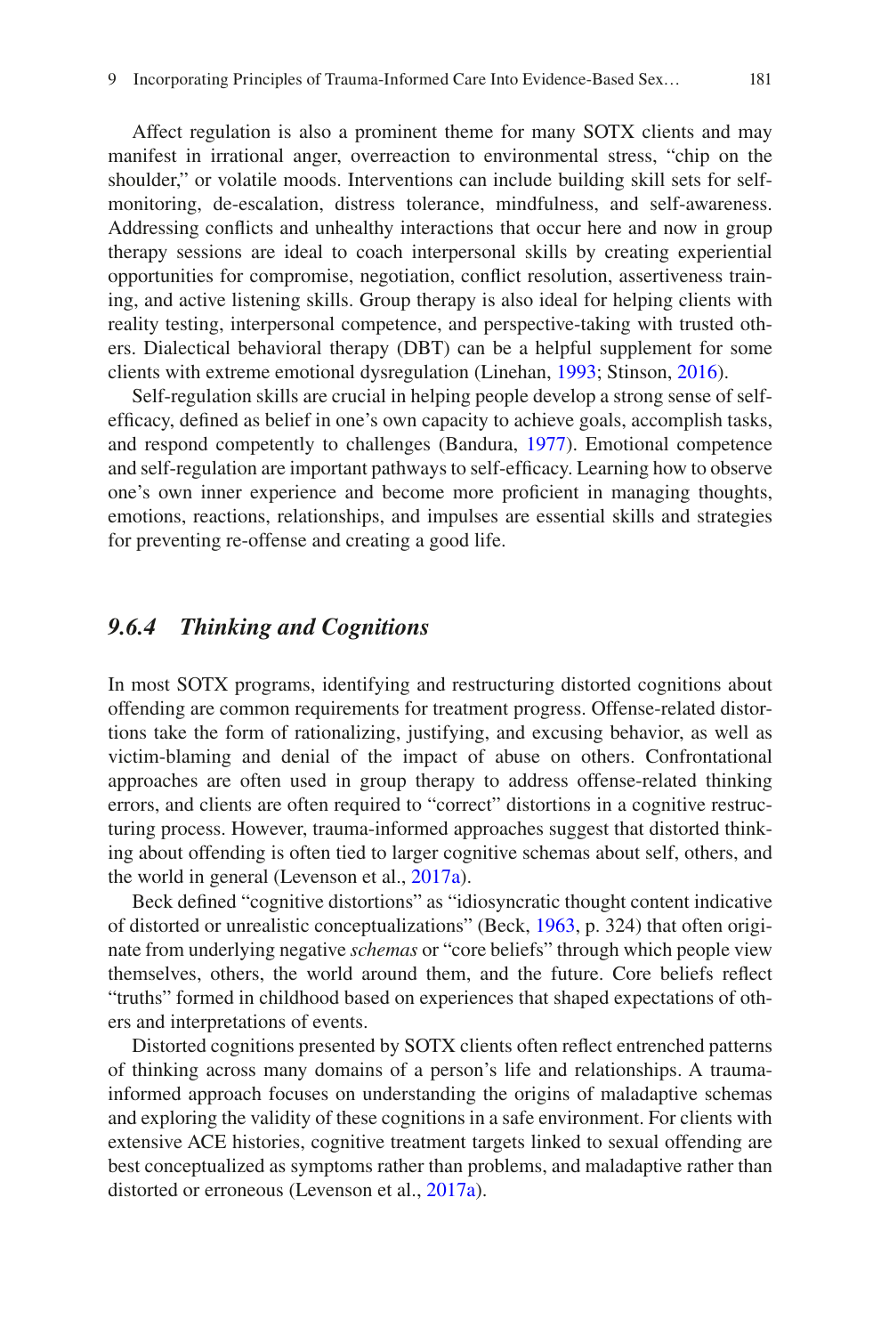Affect regulation is also a prominent theme for many SOTX clients and may manifest in irrational anger, overreaction to environmental stress, "chip on the shoulder," or volatile moods. Interventions can include building skill sets for self-monitoring, de-escalation, distress tolerance, mindfulness, and self-awareness. Addressing conflicts and unhealthy interactions that occur here and now in group therapy sessions are ideal to coach interpersonal skills by creating experiential opportunities for compromise, negotiation, conflict resolution, assertiveness training, and active listening skills. Group therapy is also ideal for helping clients with reality testing, interpersonal competence, and perspective-taking with trusted others. Dialectical behavioral therapy (DBT) can be a helpful supplement for some clients with extreme emotional dysregulation (Linehan, 1993; Stinson, 2016).

Self-regulation skills are crucial in helping people develop a strong sense of self-efficacy, defined as belief in one's own capacity to achieve goals, accomplish tasks, and respond competently to challenges (Bandura, 1977). Emotional competence and self-regulation are important pathways to self-efficacy. Learning how to observe one's own inner experience and become more proficient in managing thoughts, emotions, reactions, relationships, and impulses are essential skills and strategies for preventing re-offense and creating a good life.

### *9.6.4 Thinking and Cognitions*

In most SOTX programs, identifying and restructuring distorted cognitions about offending are common requirements for treatment progress. Offense-related distortions take the form of rationalizing, justifying, and excusing behavior, as well as victim-blaming and denial of the impact of abuse on others. Confrontational approaches are often used in group therapy to address offense-related thinking errors, and clients are often required to "correct" distortions in a cognitive restructuring process. However, trauma-informed approaches suggest that distorted thinking about offending is often tied to larger cognitive schemas about self, others, and the world in general (Levenson et al., 2017a).

Beck defined "cognitive distortions" as "idiosyncratic thought content indicative of distorted or unrealistic conceptualizations" (Beck, 1963, p. 324) that often originate from underlying negative *schemas* or "core beliefs" through which people view themselves, others, the world around them, and the future. Core beliefs reflect "truths" formed in childhood based on experiences that shaped expectations of others and interpretations of events.

Distorted cognitions presented by SOTX clients often reflect entrenched patterns of thinking across many domains of a person's life and relationships. A trauma-informed approach focuses on understanding the origins of maladaptive schemas and exploring the validity of these cognitions in a safe environment. For clients with extensive ACE histories, cognitive treatment targets linked to sexual offending are best conceptualized as symptoms rather than problems, and maladaptive rather than distorted or erroneous (Levenson et al., 2017a).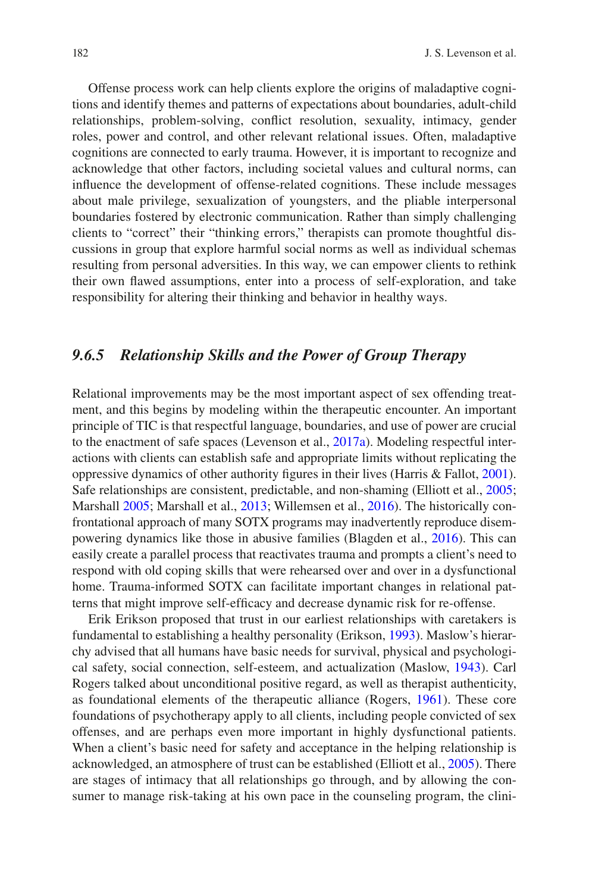Offense process work can help clients explore the origins of maladaptive cognitions and identify themes and patterns of expectations about boundaries, adult-child relationships, problem-solving, conflict resolution, sexuality, intimacy, gender roles, power and control, and other relevant relational issues. Often, maladaptive cognitions are connected to early trauma. However, it is important to recognize and acknowledge that other factors, including societal values and cultural norms, can influence the development of offense-related cognitions. These include messages about male privilege, sexualization of youngsters, and the pliable interpersonal boundaries fostered by electronic communication. Rather than simply challenging clients to "correct" their "thinking errors," therapists can promote thoughtful discussions in group that explore harmful social norms as well as individual schemas resulting from personal adversities. In this way, we can empower clients to rethink their own flawed assumptions, enter into a process of self-exploration, and take responsibility for altering their thinking and behavior in healthy ways.

### *9.6.5 Relationship Skills and the Power of Group Therapy*

Relational improvements may be the most important aspect of sex offending treatment, and this begins by modeling within the therapeutic encounter. An important principle of TIC is that respectful language, boundaries, and use of power are crucial to the enactment of safe spaces (Levenson et al., 2017a). Modeling respectful interactions with clients can establish safe and appropriate limits without replicating the oppressive dynamics of other authority figures in their lives (Harris & Fallot, 2001). Safe relationships are consistent, predictable, and non-shaming (Elliott et al., 2005; Marshall 2005; Marshall et al., 2013; Willemsen et al., 2016). The historically confrontational approach of many SOTX programs may inadvertently reproduce disempowering dynamics like those in abusive families (Blagden et al., 2016). This can easily create a parallel process that reactivates trauma and prompts a client's need to respond with old coping skills that were rehearsed over and over in a dysfunctional home. Trauma-informed SOTX can facilitate important changes in relational patterns that might improve self-efficacy and decrease dynamic risk for re-offense.

Erik Erikson proposed that trust in our earliest relationships with caretakers is fundamental to establishing a healthy personality (Erikson, 1993). Maslow's hierarchy advised that all humans have basic needs for survival, physical and psychological safety, social connection, self-esteem, and actualization (Maslow, 1943). Carl Rogers talked about unconditional positive regard, as well as therapist authenticity, as foundational elements of the therapeutic alliance (Rogers, 1961). These core foundations of psychotherapy apply to all clients, including people convicted of sex offenses, and are perhaps even more important in highly dysfunctional patients. When a client's basic need for safety and acceptance in the helping relationship is acknowledged, an atmosphere of trust can be established (Elliott et al., 2005). There are stages of intimacy that all relationships go through, and by allowing the consumer to manage risk-taking at his own pace in the counseling program, the clini-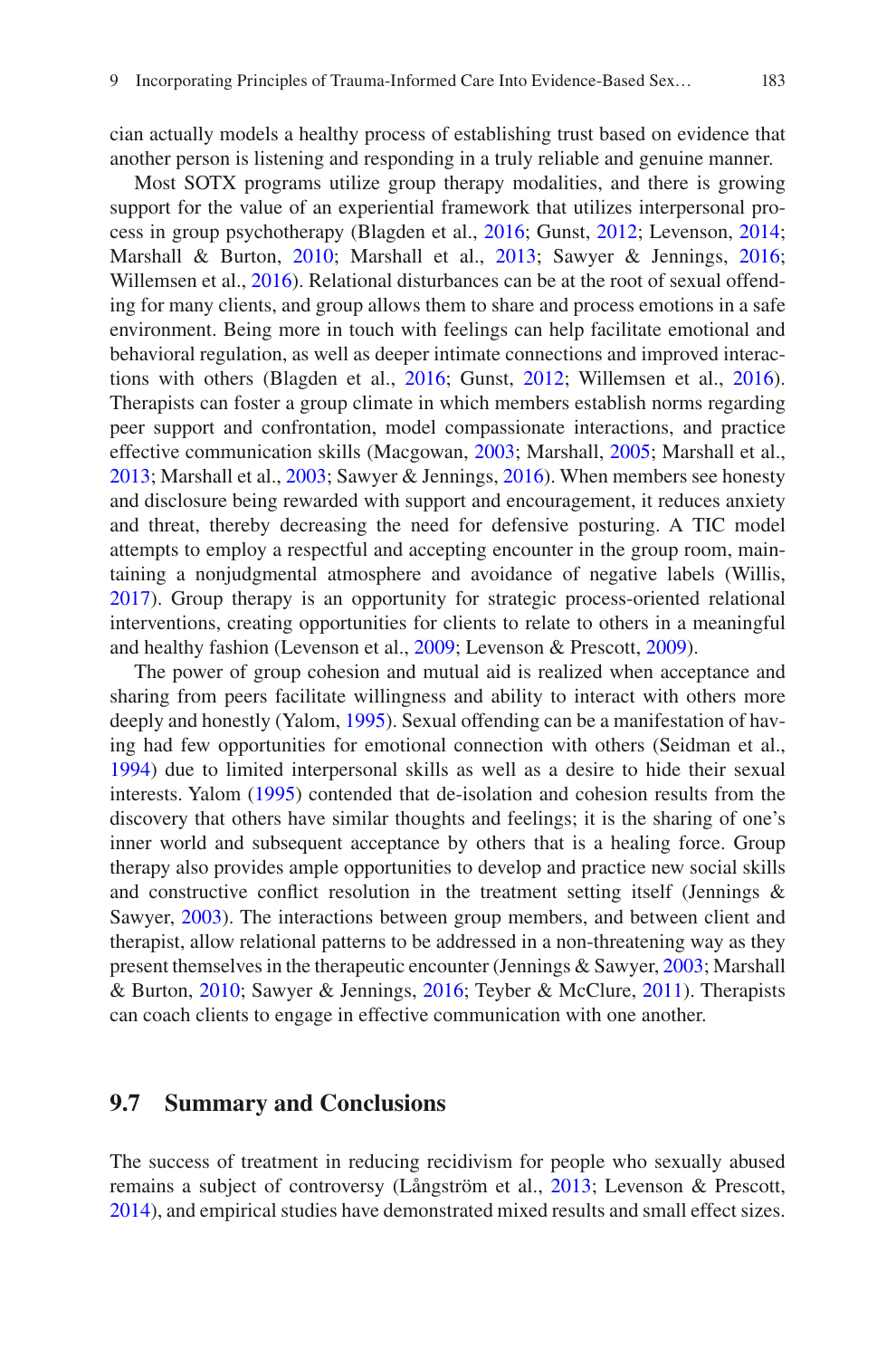cian actually models a healthy process of establishing trust based on evidence that another person is listening and responding in a truly reliable and genuine manner.

Most SOTX programs utilize group therapy modalities, and there is growing support for the value of an experiential framework that utilizes interpersonal process in group psychotherapy (Blagden et al., 2016; Gunst, 2012; Levenson, 2014; Marshall & Burton, 2010; Marshall et al., 2013; Sawyer & Jennings, 2016; Willemsen et al., 2016). Relational disturbances can be at the root of sexual offending for many clients, and group allows them to share and process emotions in a safe environment. Being more in touch with feelings can help facilitate emotional and behavioral regulation, as well as deeper intimate connections and improved interactions with others (Blagden et al., 2016; Gunst, 2012; Willemsen et al., 2016). Therapists can foster a group climate in which members establish norms regarding peer support and confrontation, model compassionate interactions, and practice effective communication skills (Macgowan, 2003; Marshall, 2005; Marshall et al., 2013; Marshall et al., 2003; Sawyer & Jennings, 2016). When members see honesty and disclosure being rewarded with support and encouragement, it reduces anxiety and threat, thereby decreasing the need for defensive posturing. A TIC model attempts to employ a respectful and accepting encounter in the group room, maintaining a nonjudgmental atmosphere and avoidance of negative labels (Willis, 2017). Group therapy is an opportunity for strategic process-oriented relational interventions, creating opportunities for clients to relate to others in a meaningful and healthy fashion (Levenson et al., 2009; Levenson & Prescott, 2009).

The power of group cohesion and mutual aid is realized when acceptance and sharing from peers facilitate willingness and ability to interact with others more deeply and honestly (Yalom, 1995). Sexual offending can be a manifestation of having had few opportunities for emotional connection with others (Seidman et al., 1994) due to limited interpersonal skills as well as a desire to hide their sexual interests. Yalom (1995) contended that de-isolation and cohesion results from the discovery that others have similar thoughts and feelings; it is the sharing of one's inner world and subsequent acceptance by others that is a healing force. Group therapy also provides ample opportunities to develop and practice new social skills and constructive conflict resolution in the treatment setting itself (Jennings & Sawyer, 2003). The interactions between group members, and between client and therapist, allow relational patterns to be addressed in a non-threatening way as they present themselves in the therapeutic encounter (Jennings & Sawyer, 2003; Marshall & Burton, 2010; Sawyer & Jennings, 2016; Teyber & McClure, 2011). Therapists can coach clients to engage in effective communication with one another.

## 9.7 Summary and Conclusions

The success of treatment in reducing recidivism for people who sexually abused remains a subject of controversy (Långström et al., 2013; Levenson & Prescott, 2014), and empirical studies have demonstrated mixed results and small effect sizes.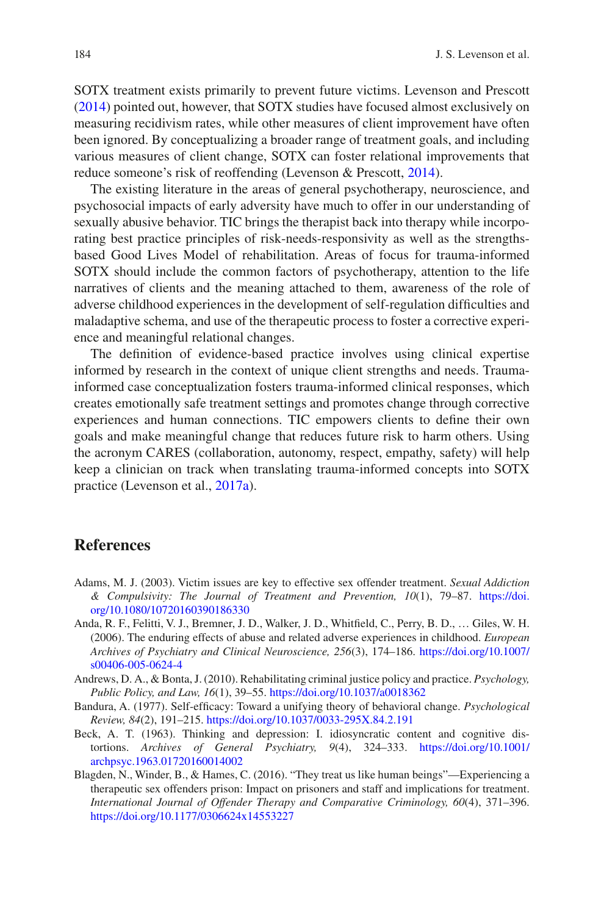SOTX treatment exists primarily to prevent future victims. Levenson and Prescott (2014) pointed out, however, that SOTX studies have focused almost exclusively on measuring recidivism rates, while other measures of client improvement have often been ignored. By conceptualizing a broader range of treatment goals, and including various measures of client change, SOTX can foster relational improvements that reduce someone's risk of reoffending (Levenson & Prescott, 2014).

The existing literature in the areas of general psychotherapy, neuroscience, and psychosocial impacts of early adversity have much to offer in our understanding of sexually abusive behavior. TIC brings the therapist back into therapy while incorporating best practice principles of risk-needs-responsivity as well as the strengths-based Good Lives Model of rehabilitation. Areas of focus for trauma-informed SOTX should include the common factors of psychotherapy, attention to the life narratives of clients and the meaning attached to them, awareness of the role of adverse childhood experiences in the development of self-regulation difficulties and maladaptive schema, and use of the therapeutic process to foster a corrective experience and meaningful relational changes.

The definition of evidence-based practice involves using clinical expertise informed by research in the context of unique client strengths and needs. Trauma-informed case conceptualization fosters trauma-informed clinical responses, which creates emotionally safe treatment settings and promotes change through corrective experiences and human connections. TIC empowers clients to define their own goals and make meaningful change that reduces future risk to harm others. Using the acronym CARES (collaboration, autonomy, respect, empathy, safety) will help keep a clinician on track when translating trauma-informed concepts into SOTX practice (Levenson et al., 2017a).

## References

Adams, M. J. (2003). Victim issues are key to effective sex offender treatment. *Sexual Addiction & Compulsivity: The Journal of Treatment and Prevention, 10*(1), 79–87. https://doi.org/10.1080/10720160390186330

Anda, R. F., Felitti, V. J., Bremner, J. D., Walker, J. D., Whitfield, C., Perry, B. D., … Giles, W. H. (2006). The enduring effects of abuse and related adverse experiences in childhood. *European Archives of Psychiatry and Clinical Neuroscience, 256*(3), 174–186. https://doi.org/10.1007/s00406-005-0624-4

Andrews, D. A., & Bonta, J. (2010). Rehabilitating criminal justice policy and practice. *Psychology, Public Policy, and Law, 16*(1), 39–55. https://doi.org/10.1037/a0018362

Bandura, A. (1977). Self-efficacy: Toward a unifying theory of behavioral change. *Psychological Review, 84*(2), 191–215. https://doi.org/10.1037/0033-295X.84.2.191

Beck, A. T. (1963). Thinking and depression: I. idiosyncratic content and cognitive distortions. *Archives of General Psychiatry, 9*(4), 324–333. https://doi.org/10.1001/archpsyc.1963.01720160014002

Blagden, N., Winder, B., & Hames, C. (2016). "They treat us like human beings"—Experiencing a therapeutic sex offenders prison: Impact on prisoners and staff and implications for treatment. *International Journal of Offender Therapy and Comparative Criminology, 60*(4), 371–396. https://doi.org/10.1177/0306624x14553227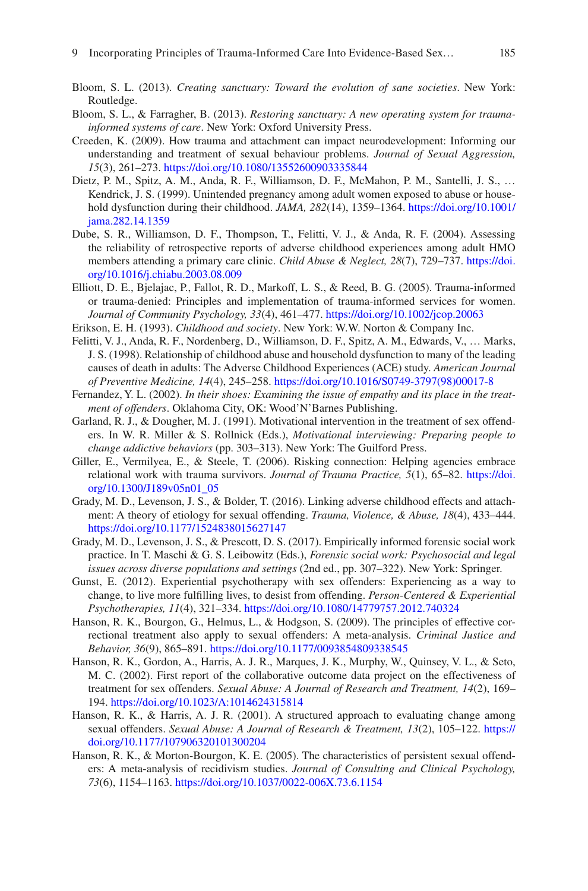Bloom, S. L. (2013). *Creating sanctuary: Toward the evolution of sane societies*. New York: Routledge.

Bloom, S. L., & Farragher, B. (2013). *Restoring sanctuary: A new operating system for trauma-informed systems of care*. New York: Oxford University Press.

Creeden, K. (2009). How trauma and attachment can impact neurodevelopment: Informing our understanding and treatment of sexual behaviour problems. *Journal of Sexual Aggression, 15*(3), 261–273. https://doi.org/10.1080/13552600903335844

Dietz, P. M., Spitz, A. M., Anda, R. F., Williamson, D. F., McMahon, P. M., Santelli, J. S., … Kendrick, J. S. (1999). Unintended pregnancy among adult women exposed to abuse or household dysfunction during their childhood. *JAMA, 282*(14), 1359–1364. https://doi.org/10.1001/jama.282.14.1359

Dube, S. R., Williamson, D. F., Thompson, T., Felitti, V. J., & Anda, R. F. (2004). Assessing the reliability of retrospective reports of adverse childhood experiences among adult HMO members attending a primary care clinic. *Child Abuse & Neglect, 28*(7), 729–737. https://doi.org/10.1016/j.chiabu.2003.08.009

Elliott, D. E., Bjelajac, P., Fallot, R. D., Markoff, L. S., & Reed, B. G. (2005). Trauma-informed or trauma-denied: Principles and implementation of trauma-informed services for women. *Journal of Community Psychology, 33*(4), 461–477. https://doi.org/10.1002/jcop.20063

Erikson, E. H. (1993). *Childhood and society*. New York: W.W. Norton & Company Inc.

Felitti, V. J., Anda, R. F., Nordenberg, D., Williamson, D. F., Spitz, A. M., Edwards, V., … Marks, J. S. (1998). Relationship of childhood abuse and household dysfunction to many of the leading causes of death in adults: The Adverse Childhood Experiences (ACE) study. *American Journal of Preventive Medicine, 14*(4), 245–258. https://doi.org/10.1016/S0749-3797(98)00017-8

Fernandez, Y. L. (2002). *In their shoes: Examining the issue of empathy and its place in the treatment of offenders*. Oklahoma City, OK: Wood'N'Barnes Publishing.

Garland, R. J., & Dougher, M. J. (1991). Motivational intervention in the treatment of sex offenders. In W. R. Miller & S. Rollnick (Eds.), *Motivational interviewing: Preparing people to change addictive behaviors* (pp. 303–313). New York: The Guilford Press.

Giller, E., Vermilyea, E., & Steele, T. (2006). Risking connection: Helping agencies embrace relational work with trauma survivors. *Journal of Trauma Practice, 5*(1), 65–82. https://doi.org/10.1300/J189v05n01_05

Grady, M. D., Levenson, J. S., & Bolder, T. (2016). Linking adverse childhood effects and attachment: A theory of etiology for sexual offending. *Trauma, Violence, & Abuse, 18*(4), 433–444. https://doi.org/10.1177/1524838015627147

Grady, M. D., Levenson, J. S., & Prescott, D. S. (2017). Empirically informed forensic social work practice. In T. Maschi & G. S. Leibowitz (Eds.), *Forensic social work: Psychosocial and legal issues across diverse populations and settings* (2nd ed., pp. 307–322). New York: Springer.

Gunst, E. (2012). Experiential psychotherapy with sex offenders: Experiencing as a way to change, to live more fulfilling lives, to desist from offending. *Person-Centered & Experiential Psychotherapies, 11*(4), 321–334. https://doi.org/10.1080/14779757.2012.740324

Hanson, R. K., Bourgon, G., Helmus, L., & Hodgson, S. (2009). The principles of effective correctional treatment also apply to sexual offenders: A meta-analysis. *Criminal Justice and Behavior, 36*(9), 865–891. https://doi.org/10.1177/0093854809338545

Hanson, R. K., Gordon, A., Harris, A. J. R., Marques, J. K., Murphy, W., Quinsey, V. L., & Seto, M. C. (2002). First report of the collaborative outcome data project on the effectiveness of treatment for sex offenders. *Sexual Abuse: A Journal of Research and Treatment, 14*(2), 169–194. https://doi.org/10.1023/A:1014624315814

Hanson, R. K., & Harris, A. J. R. (2001). A structured approach to evaluating change among sexual offenders. *Sexual Abuse: A Journal of Research & Treatment, 13*(2), 105–122. https://doi.org/10.1177/107906320101300204

Hanson, R. K., & Morton-Bourgon, K. E. (2005). The characteristics of persistent sexual offenders: A meta-analysis of recidivism studies. *Journal of Consulting and Clinical Psychology, 73*(6), 1154–1163. https://doi.org/10.1037/0022-006X.73.6.1154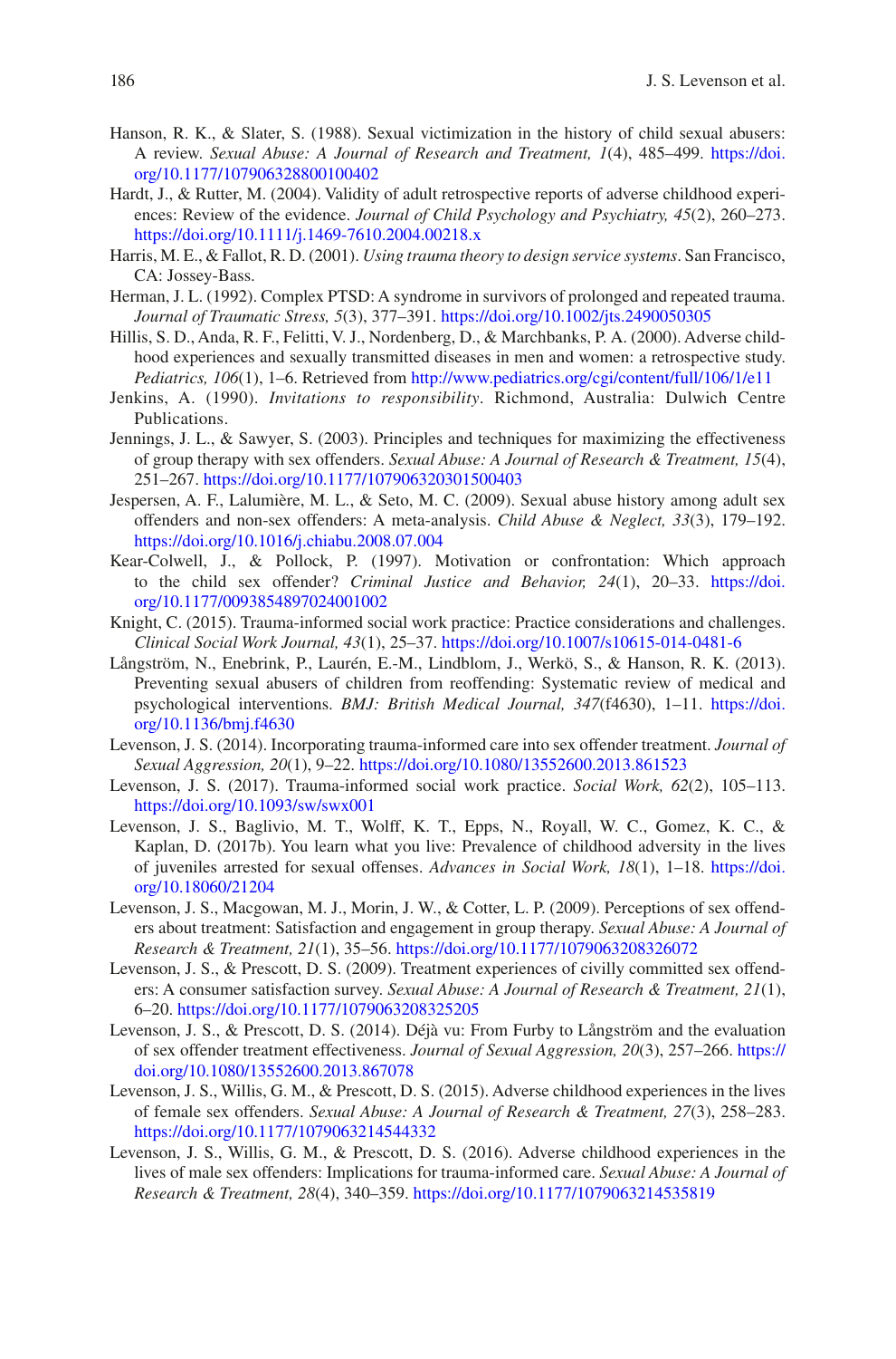Hanson, R. K., & Slater, S. (1988). Sexual victimization in the history of child sexual abusers: A review. *Sexual Abuse: A Journal of Research and Treatment, 1*(4), 485–499. https://doi.org/10.1177/107906328800100402

Hardt, J., & Rutter, M. (2004). Validity of adult retrospective reports of adverse childhood experiences: Review of the evidence. *Journal of Child Psychology and Psychiatry, 45*(2), 260–273. https://doi.org/10.1111/j.1469-7610.2004.00218.x

Harris, M. E., & Fallot, R. D. (2001). *Using trauma theory to design service systems*. San Francisco, CA: Jossey-Bass.

Herman, J. L. (1992). Complex PTSD: A syndrome in survivors of prolonged and repeated trauma. *Journal of Traumatic Stress, 5*(3), 377–391. https://doi.org/10.1002/jts.2490050305

Hillis, S. D., Anda, R. F., Felitti, V. J., Nordenberg, D., & Marchbanks, P. A. (2000). Adverse childhood experiences and sexually transmitted diseases in men and women: a retrospective study. *Pediatrics, 106*(1), 1–6. Retrieved from http://www.pediatrics.org/cgi/content/full/106/1/e11

Jenkins, A. (1990). *Invitations to responsibility*. Richmond, Australia: Dulwich Centre Publications.

Jennings, J. L., & Sawyer, S. (2003). Principles and techniques for maximizing the effectiveness of group therapy with sex offenders. *Sexual Abuse: A Journal of Research & Treatment, 15*(4), 251–267. https://doi.org/10.1177/107906320301500403

Jespersen, A. F., Lalumière, M. L., & Seto, M. C. (2009). Sexual abuse history among adult sex offenders and non-sex offenders: A meta-analysis. *Child Abuse & Neglect, 33*(3), 179–192. https://doi.org/10.1016/j.chiabu.2008.07.004

Kear-Colwell, J., & Pollock, P. (1997). Motivation or confrontation: Which approach to the child sex offender? *Criminal Justice and Behavior, 24*(1), 20–33. https://doi.org/10.1177/0093854897024001002

Knight, C. (2015). Trauma-informed social work practice: Practice considerations and challenges. *Clinical Social Work Journal, 43*(1), 25–37. https://doi.org/10.1007/s10615-014-0481-6

Långström, N., Enebrink, P., Laurén, E.-M., Lindblom, J., Werkö, S., & Hanson, R. K. (2013). Preventing sexual abusers of children from reoffending: Systematic review of medical and psychological interventions. *BMJ: British Medical Journal, 347*(f4630), 1–11. https://doi.org/10.1136/bmj.f4630

Levenson, J. S. (2014). Incorporating trauma-informed care into sex offender treatment. *Journal of Sexual Aggression, 20*(1), 9–22. https://doi.org/10.1080/13552600.2013.861523

Levenson, J. S. (2017). Trauma-informed social work practice. *Social Work, 62*(2), 105–113. https://doi.org/10.1093/sw/swx001

Levenson, J. S., Baglivio, M. T., Wolff, K. T., Epps, N., Royall, W. C., Gomez, K. C., & Kaplan, D. (2017b). You learn what you live: Prevalence of childhood adversity in the lives of juveniles arrested for sexual offenses. *Advances in Social Work, 18*(1), 1–18. https://doi.org/10.18060/21204

Levenson, J. S., Macgowan, M. J., Morin, J. W., & Cotter, L. P. (2009). Perceptions of sex offenders about treatment: Satisfaction and engagement in group therapy. *Sexual Abuse: A Journal of Research & Treatment, 21*(1), 35–56. https://doi.org/10.1177/1079063208326072

Levenson, J. S., & Prescott, D. S. (2009). Treatment experiences of civilly committed sex offenders: A consumer satisfaction survey. *Sexual Abuse: A Journal of Research & Treatment, 21*(1), 6–20. https://doi.org/10.1177/1079063208325205

Levenson, J. S., & Prescott, D. S. (2014). Déjà vu: From Furby to Långström and the evaluation of sex offender treatment effectiveness. *Journal of Sexual Aggression, 20*(3), 257–266. https://doi.org/10.1080/13552600.2013.867078

Levenson, J. S., Willis, G. M., & Prescott, D. S. (2015). Adverse childhood experiences in the lives of female sex offenders. *Sexual Abuse: A Journal of Research & Treatment, 27*(3), 258–283. https://doi.org/10.1177/1079063214544332

Levenson, J. S., Willis, G. M., & Prescott, D. S. (2016). Adverse childhood experiences in the lives of male sex offenders: Implications for trauma-informed care. *Sexual Abuse: A Journal of Research & Treatment, 28*(4), 340–359. https://doi.org/10.1177/1079063214535819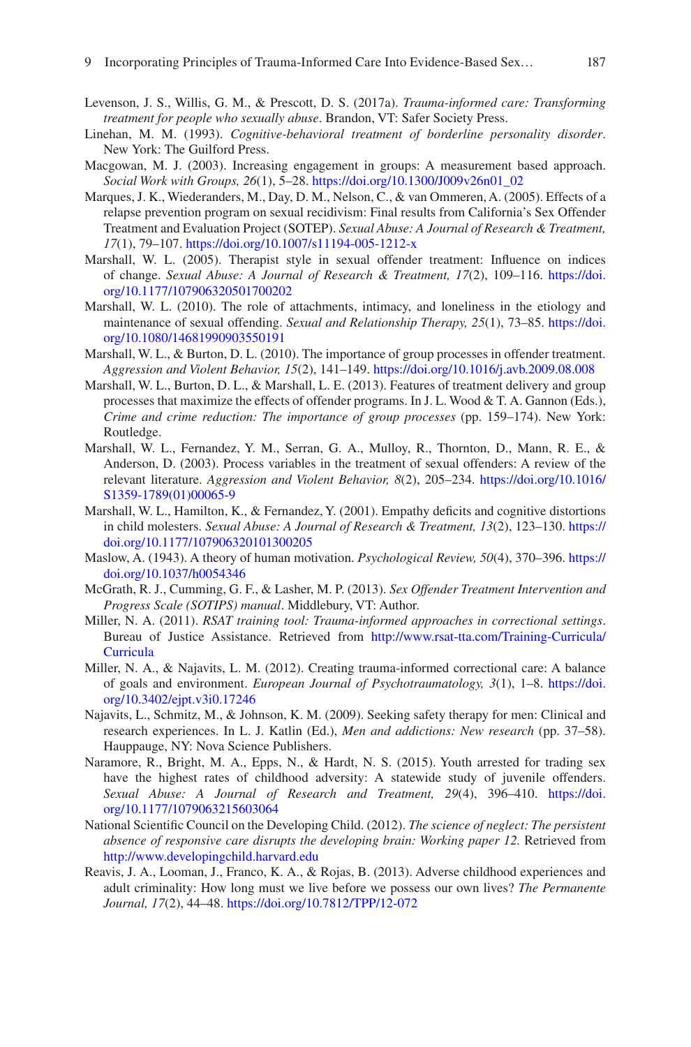Levenson, J. S., Willis, G. M., & Prescott, D. S. (2017a). *Trauma-informed care: Transforming treatment for people who sexually abuse*. Brandon, VT: Safer Society Press.

Linehan, M. M. (1993). *Cognitive-behavioral treatment of borderline personality disorder*. New York: The Guilford Press.

Macgowan, M. J. (2003). Increasing engagement in groups: A measurement based approach. *Social Work with Groups, 26*(1), 5–28. https://doi.org/10.1300/J009v26n01_02

Marques, J. K., Wiederanders, M., Day, D. M., Nelson, C., & van Ommeren, A. (2005). Effects of a relapse prevention program on sexual recidivism: Final results from California's Sex Offender Treatment and Evaluation Project (SOTEP). *Sexual Abuse: A Journal of Research & Treatment, 17*(1), 79–107. https://doi.org/10.1007/s11194-005-1212-x

Marshall, W. L. (2005). Therapist style in sexual offender treatment: Influence on indices of change. *Sexual Abuse: A Journal of Research & Treatment, 17*(2), 109–116. https://doi.org/10.1177/107906320501700202

Marshall, W. L. (2010). The role of attachments, intimacy, and loneliness in the etiology and maintenance of sexual offending. *Sexual and Relationship Therapy, 25*(1), 73–85. https://doi.org/10.1080/14681990903550191

Marshall, W. L., & Burton, D. L. (2010). The importance of group processes in offender treatment. *Aggression and Violent Behavior, 15*(2), 141–149. https://doi.org/10.1016/j.avb.2009.08.008

Marshall, W. L., Burton, D. L., & Marshall, L. E. (2013). Features of treatment delivery and group processes that maximize the effects of offender programs. In J. L. Wood & T. A. Gannon (Eds.), *Crime and crime reduction: The importance of group processes* (pp. 159–174). New York: Routledge.

Marshall, W. L., Fernandez, Y. M., Serran, G. A., Mulloy, R., Thornton, D., Mann, R. E., & Anderson, D. (2003). Process variables in the treatment of sexual offenders: A review of the relevant literature. *Aggression and Violent Behavior, 8*(2), 205–234. https://doi.org/10.1016/S1359-1789(01)00065-9

Marshall, W. L., Hamilton, K., & Fernandez, Y. (2001). Empathy deficits and cognitive distortions in child molesters. *Sexual Abuse: A Journal of Research & Treatment, 13*(2), 123–130. https://doi.org/10.1177/107906320101300205

Maslow, A. (1943). A theory of human motivation. *Psychological Review, 50*(4), 370–396. https://doi.org/10.1037/h0054346

McGrath, R. J., Cumming, G. F., & Lasher, M. P. (2013). *Sex Offender Treatment Intervention and Progress Scale (SOTIPS) manual*. Middlebury, VT: Author.

Miller, N. A. (2011). *RSAT training tool: Trauma-informed approaches in correctional settings*. Bureau of Justice Assistance. Retrieved from http://www.rsat-tta.com/Training-Curricula/Curricula

Miller, N. A., & Najavits, L. M. (2012). Creating trauma-informed correctional care: A balance of goals and environment. *European Journal of Psychotraumatology, 3*(1), 1–8. https://doi.org/10.3402/ejpt.v3i0.17246

Najavits, L., Schmitz, M., & Johnson, K. M. (2009). Seeking safety therapy for men: Clinical and research experiences. In L. J. Katlin (Ed.), *Men and addictions: New research* (pp. 37–58). Hauppauge, NY: Nova Science Publishers.

Naramore, R., Bright, M. A., Epps, N., & Hardt, N. S. (2015). Youth arrested for trading sex have the highest rates of childhood adversity: A statewide study of juvenile offenders. *Sexual Abuse: A Journal of Research and Treatment, 29*(4), 396–410. https://doi.org/10.1177/1079063215603064

National Scientific Council on the Developing Child. (2012). *The science of neglect: The persistent absence of responsive care disrupts the developing brain: Working paper 12.* Retrieved from http://www.developingchild.harvard.edu

Reavis, J. A., Looman, J., Franco, K. A., & Rojas, B. (2013). Adverse childhood experiences and adult criminality: How long must we live before we possess our own lives? *The Permanente Journal, 17*(2), 44–48. https://doi.org/10.7812/TPP/12-072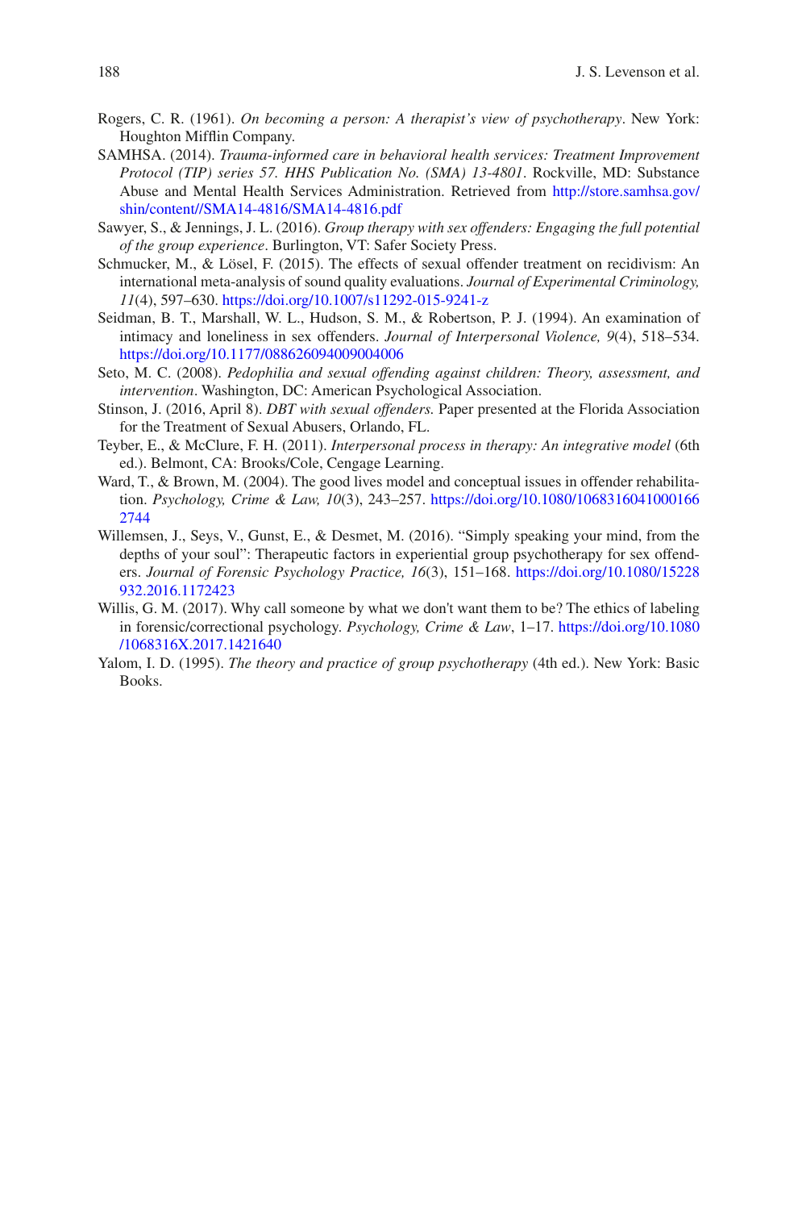Rogers, C. R. (1961). *On becoming a person: A therapist's view of psychotherapy*. New York: Houghton Mifflin Company.

SAMHSA. (2014). *Trauma-informed care in behavioral health services: Treatment Improvement Protocol (TIP) series 57. HHS Publication No. (SMA) 13-4801*. Rockville, MD: Substance Abuse and Mental Health Services Administration. Retrieved from http://store.samhsa.gov/shin/content//SMA14-4816/SMA14-4816.pdf

Sawyer, S., & Jennings, J. L. (2016). *Group therapy with sex offenders: Engaging the full potential of the group experience*. Burlington, VT: Safer Society Press.

Schmucker, M., & Lösel, F. (2015). The effects of sexual offender treatment on recidivism: An international meta-analysis of sound quality evaluations. *Journal of Experimental Criminology, 11*(4), 597–630. https://doi.org/10.1007/s11292-015-9241-z

Seidman, B. T., Marshall, W. L., Hudson, S. M., & Robertson, P. J. (1994). An examination of intimacy and loneliness in sex offenders. *Journal of Interpersonal Violence, 9*(4), 518–534. https://doi.org/10.1177/088626094009004006

Seto, M. C. (2008). *Pedophilia and sexual offending against children: Theory, assessment, and intervention*. Washington, DC: American Psychological Association.

Stinson, J. (2016, April 8). *DBT with sexual offenders.* Paper presented at the Florida Association for the Treatment of Sexual Abusers, Orlando, FL.

Teyber, E., & McClure, F. H. (2011). *Interpersonal process in therapy: An integrative model* (6th ed.). Belmont, CA: Brooks/Cole, Cengage Learning.

Ward, T., & Brown, M. (2004). The good lives model and conceptual issues in offender rehabilitation. *Psychology, Crime & Law, 10*(3), 243–257. https://doi.org/10.1080/10683160410001662744

Willemsen, J., Seys, V., Gunst, E., & Desmet, M. (2016). "Simply speaking your mind, from the depths of your soul": Therapeutic factors in experiential group psychotherapy for sex offenders. *Journal of Forensic Psychology Practice, 16*(3), 151–168. https://doi.org/10.1080/15228932.2016.1172423

Willis, G. M. (2017). Why call someone by what we don't want them to be? The ethics of labeling in forensic/correctional psychology. *Psychology, Crime & Law*, 1–17. https://doi.org/10.1080/1068316X.2017.1421640

Yalom, I. D. (1995). *The theory and practice of group psychotherapy* (4th ed.). New York: Basic Books.